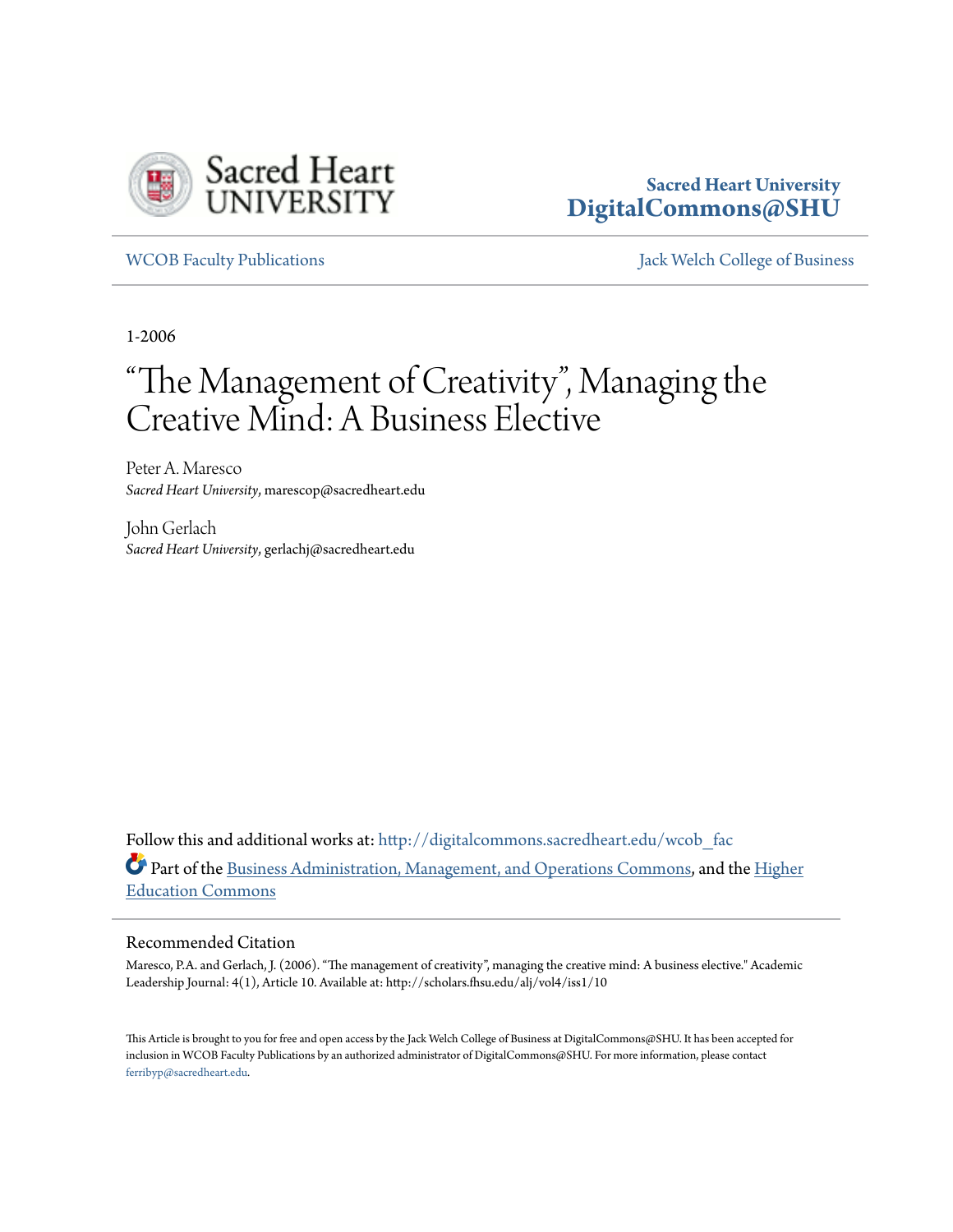Sacred Heart University
**DigitalCommons@SHU**

WCOB Faculty Publications | Jack Welch College of Business

1-2006

# "The Management of Creativity", Managing the Creative Mind: A Business Elective

Peter A. Maresco
*Sacred Heart University*, marescop@sacredheart.edu

John Gerlach
*Sacred Heart University*, gerlachj@sacredheart.edu

Follow this and additional works at: http://digitalcommons.sacredheart.edu/wcob_fac

Part of the Business Administration, Management, and Operations Commons, and the Higher Education Commons

## Recommended Citation

Maresco, P.A. and Gerlach, J. (2006). "The management of creativity", managing the creative mind: A business elective." Academic Leadership Journal: 4(1), Article 10. Available at: http://scholars.fhsu.edu/alj/vol4/iss1/10

This Article is brought to you for free and open access by the Jack Welch College of Business at DigitalCommons@SHU. It has been accepted for inclusion in WCOB Faculty Publications by an authorized administrator of DigitalCommons@SHU. For more information, please contact ferribyp@sacredheart.edu.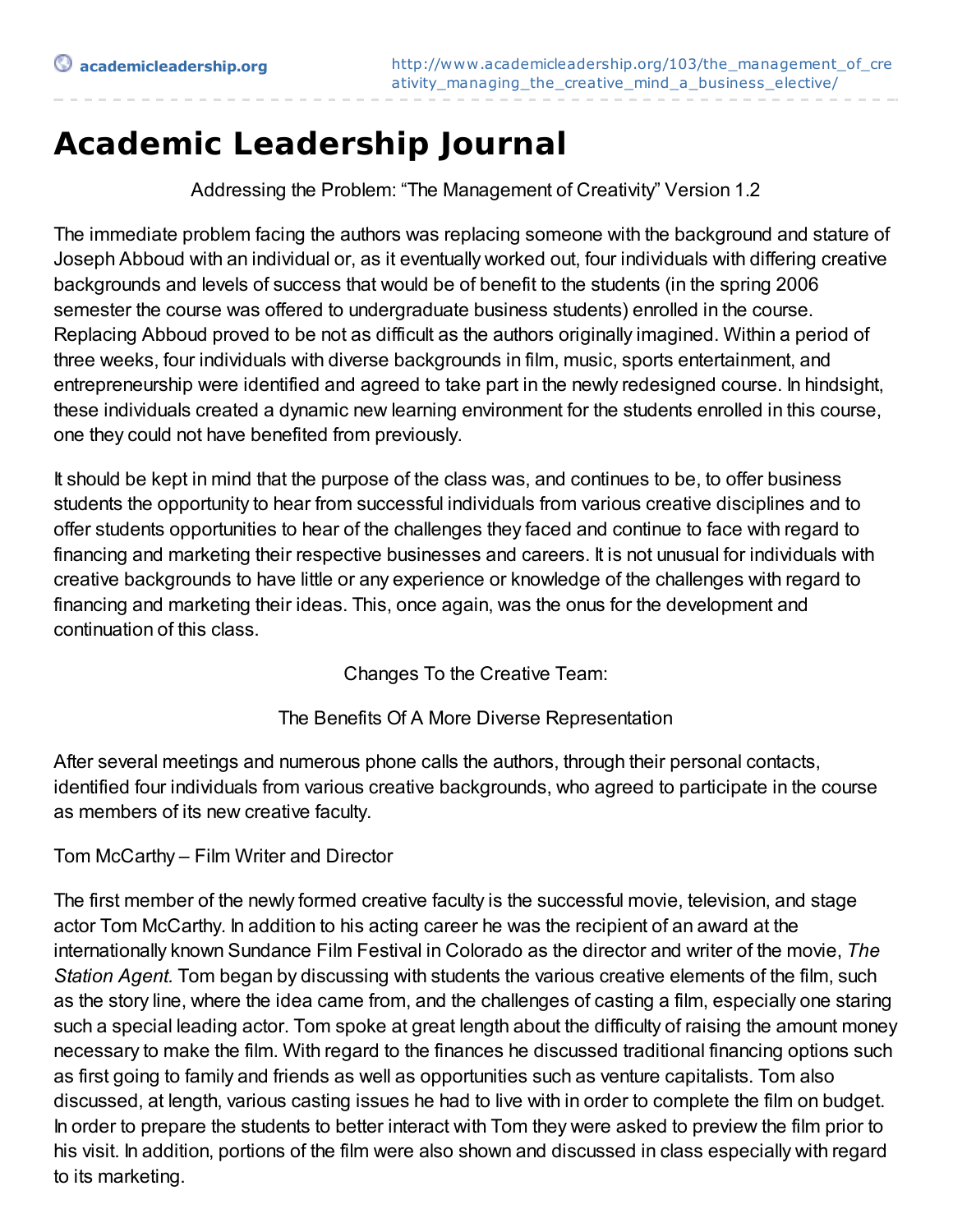# Academic Leadership Journal

Addressing the Problem: “The Management of Creativity” Version 1.2

The immediate problem facing the authors was replacing someone with the background and stature of Joseph Abboud with an individual or, as it eventually worked out, four individuals with differing creative backgrounds and levels of success that would be of benefit to the students (in the spring 2006 semester the course was offered to undergraduate business students) enrolled in the course. Replacing Abboud proved to be not as difficult as the authors originally imagined. Within a period of three weeks, four individuals with diverse backgrounds in film, music, sports entertainment, and entrepreneurship were identified and agreed to take part in the newly redesigned course. In hindsight, these individuals created a dynamic new learning environment for the students enrolled in this course, one they could not have benefited from previously.

It should be kept in mind that the purpose of the class was, and continues to be, to offer business students the opportunity to hear from successful individuals from various creative disciplines and to offer students opportunities to hear of the challenges they faced and continue to face with regard to financing and marketing their respective businesses and careers. It is not unusual for individuals with creative backgrounds to have little or any experience or knowledge of the challenges with regard to financing and marketing their ideas. This, once again, was the onus for the development and continuation of this class.

Changes To the Creative Team:

The Benefits Of A More Diverse Representation

After several meetings and numerous phone calls the authors, through their personal contacts, identified four individuals from various creative backgrounds, who agreed to participate in the course as members of its new creative faculty.

Tom McCarthy – Film Writer and Director

The first member of the newly formed creative faculty is the successful movie, television, and stage actor Tom McCarthy. In addition to his acting career he was the recipient of an award at the internationally known Sundance Film Festival in Colorado as the director and writer of the movie, *The Station Agent.* Tom began by discussing with students the various creative elements of the film, such as the story line, where the idea came from, and the challenges of casting a film, especially one staring such a special leading actor. Tom spoke at great length about the difficulty of raising the amount money necessary to make the film. With regard to the finances he discussed traditional financing options such as first going to family and friends as well as opportunities such as venture capitalists. Tom also discussed, at length, various casting issues he had to live with in order to complete the film on budget. In order to prepare the students to better interact with Tom they were asked to preview the film prior to his visit. In addition, portions of the film were also shown and discussed in class especially with regard to its marketing.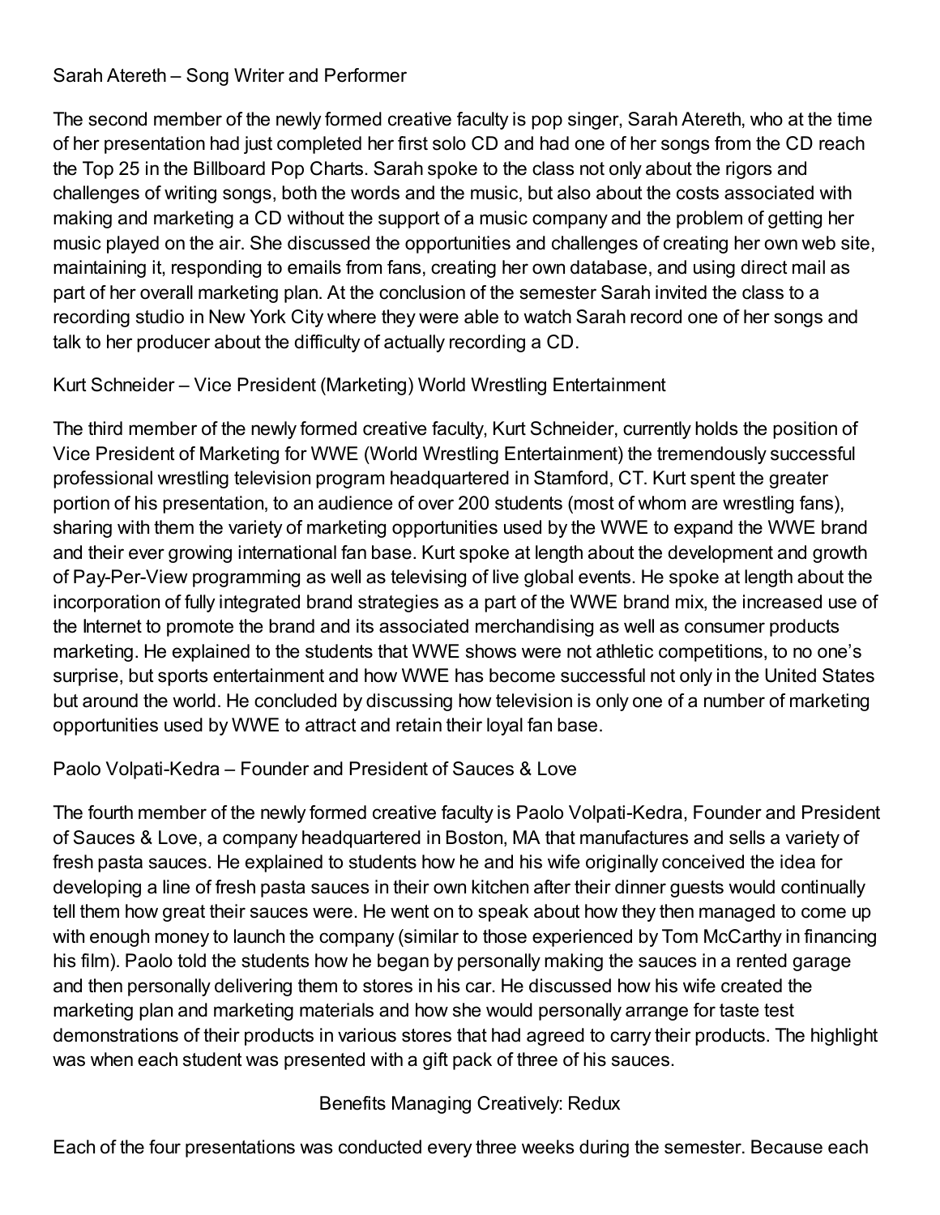### Sarah Atereth – Song Writer and Performer

The second member of the newly formed creative faculty is pop singer, Sarah Atereth, who at the time of her presentation had just completed her first solo CD and had one of her songs from the CD reach the Top 25 in the Billboard Pop Charts. Sarah spoke to the class not only about the rigors and challenges of writing songs, both the words and the music, but also about the costs associated with making and marketing a CD without the support of a music company and the problem of getting her music played on the air. She discussed the opportunities and challenges of creating her own web site, maintaining it, responding to emails from fans, creating her own database, and using direct mail as part of her overall marketing plan. At the conclusion of the semester Sarah invited the class to a recording studio in New York City where they were able to watch Sarah record one of her songs and talk to her producer about the difficulty of actually recording a CD.

### Kurt Schneider – Vice President (Marketing) World Wrestling Entertainment

The third member of the newly formed creative faculty, Kurt Schneider, currently holds the position of Vice President of Marketing for WWE (World Wrestling Entertainment) the tremendously successful professional wrestling television program headquartered in Stamford, CT. Kurt spent the greater portion of his presentation, to an audience of over 200 students (most of whom are wrestling fans), sharing with them the variety of marketing opportunities used by the WWE to expand the WWE brand and their ever growing international fan base. Kurt spoke at length about the development and growth of Pay-Per-View programming as well as televising of live global events. He spoke at length about the incorporation of fully integrated brand strategies as a part of the WWE brand mix, the increased use of the Internet to promote the brand and its associated merchandising as well as consumer products marketing. He explained to the students that WWE shows were not athletic competitions, to no one's surprise, but sports entertainment and how WWE has become successful not only in the United States but around the world. He concluded by discussing how television is only one of a number of marketing opportunities used by WWE to attract and retain their loyal fan base.

### Paolo Volpati-Kedra – Founder and President of Sauces & Love

The fourth member of the newly formed creative faculty is Paolo Volpati-Kedra, Founder and President of Sauces & Love, a company headquartered in Boston, MA that manufactures and sells a variety of fresh pasta sauces. He explained to students how he and his wife originally conceived the idea for developing a line of fresh pasta sauces in their own kitchen after their dinner guests would continually tell them how great their sauces were. He went on to speak about how they then managed to come up with enough money to launch the company (similar to those experienced by Tom McCarthy in financing his film). Paolo told the students how he began by personally making the sauces in a rented garage and then personally delivering them to stores in his car. He discussed how his wife created the marketing plan and marketing materials and how she would personally arrange for taste test demonstrations of their products in various stores that had agreed to carry their products. The highlight was when each student was presented with a gift pack of three of his sauces.

## Benefits Managing Creatively: Redux

Each of the four presentations was conducted every three weeks during the semester. Because each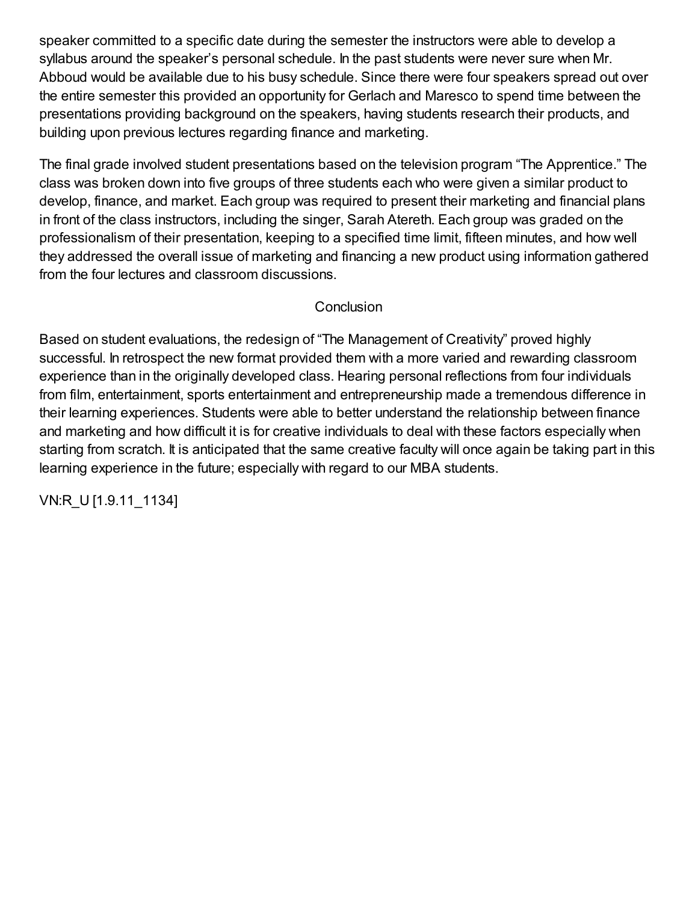speaker committed to a specific date during the semester the instructors were able to develop a syllabus around the speaker's personal schedule. In the past students were never sure when Mr. Abboud would be available due to his busy schedule. Since there were four speakers spread out over the entire semester this provided an opportunity for Gerlach and Maresco to spend time between the presentations providing background on the speakers, having students research their products, and building upon previous lectures regarding finance and marketing.

The final grade involved student presentations based on the television program "The Apprentice." The class was broken down into five groups of three students each who were given a similar product to develop, finance, and market. Each group was required to present their marketing and financial plans in front of the class instructors, including the singer, Sarah Atereth. Each group was graded on the professionalism of their presentation, keeping to a specified time limit, fifteen minutes, and how well they addressed the overall issue of marketing and financing a new product using information gathered from the four lectures and classroom discussions.

## Conclusion

Based on student evaluations, the redesign of "The Management of Creativity" proved highly successful. In retrospect the new format provided them with a more varied and rewarding classroom experience than in the originally developed class. Hearing personal reflections from four individuals from film, entertainment, sports entertainment and entrepreneurship made a tremendous difference in their learning experiences. Students were able to better understand the relationship between finance and marketing and how difficult it is for creative individuals to deal with these factors especially when starting from scratch. It is anticipated that the same creative faculty will once again be taking part in this learning experience in the future; especially with regard to our MBA students.

VN:R_U [1.9.11_1134]